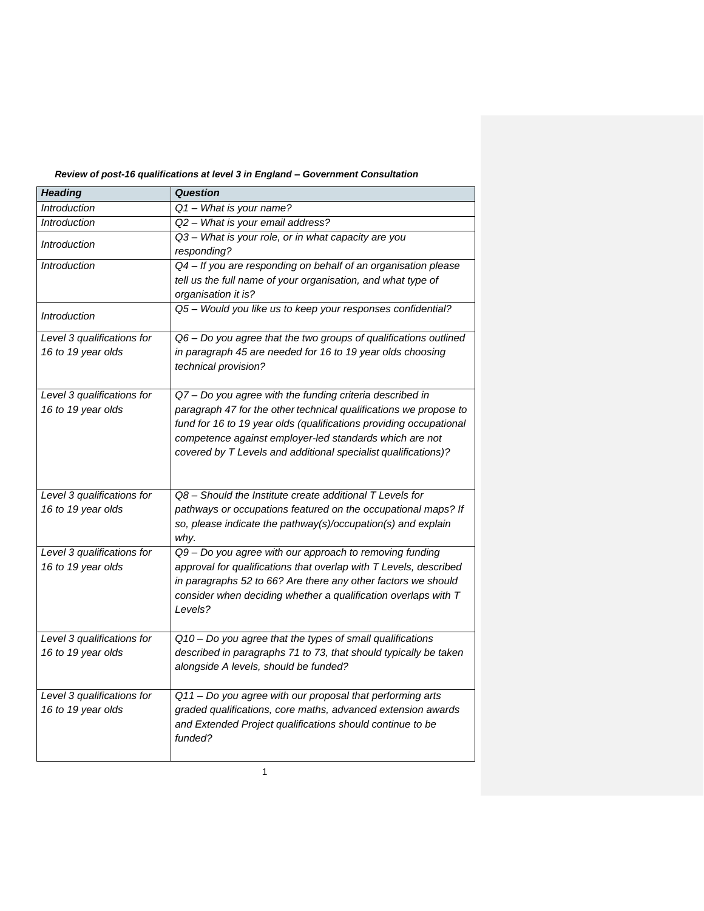***Review of post-16 qualifications at level 3 in England – Government Consultation***

| ***Heading*** | ***Question*** |
| --- | --- |
| *Introduction* | *Q1 – What is your name?* |
| *Introduction* | *Q2 – What is your email address?* |
| *Introduction* | *Q3 – What is your role, or in what capacity are you responding?* |
| *Introduction* | *Q4 – If you are responding on behalf of an organisation please tell us the full name of your organisation, and what type of organisation it is?* |
| *Introduction* | *Q5 – Would you like us to keep your responses confidential?* |
| *Level 3 qualifications for 16 to 19 year olds* | *Q6 – Do you agree that the two groups of qualifications outlined in paragraph 45 are needed for 16 to 19 year olds choosing technical provision?* |
| *Level 3 qualifications for 16 to 19 year olds* | *Q7 – Do you agree with the funding criteria described in paragraph 47 for the other technical qualifications we propose to fund for 16 to 19 year olds (qualifications providing occupational competence against employer-led standards which are not covered by T Levels and additional specialist qualifications)?* |
| *Level 3 qualifications for 16 to 19 year olds* | *Q8 – Should the Institute create additional T Levels for pathways or occupations featured on the occupational maps? If so, please indicate the pathway(s)/occupation(s) and explain why.* |
| *Level 3 qualifications for 16 to 19 year olds* | *Q9 – Do you agree with our approach to removing funding approval for qualifications that overlap with T Levels, described in paragraphs 52 to 66? Are there any other factors we should consider when deciding whether a qualification overlaps with T Levels?* |
| *Level 3 qualifications for 16 to 19 year olds* | *Q10 – Do you agree that the types of small qualifications described in paragraphs 71 to 73, that should typically be taken alongside A levels, should be funded?* |
| *Level 3 qualifications for 16 to 19 year olds* | *Q11 – Do you agree with our proposal that performing arts graded qualifications, core maths, advanced extension awards and Extended Project qualifications should continue to be funded?* |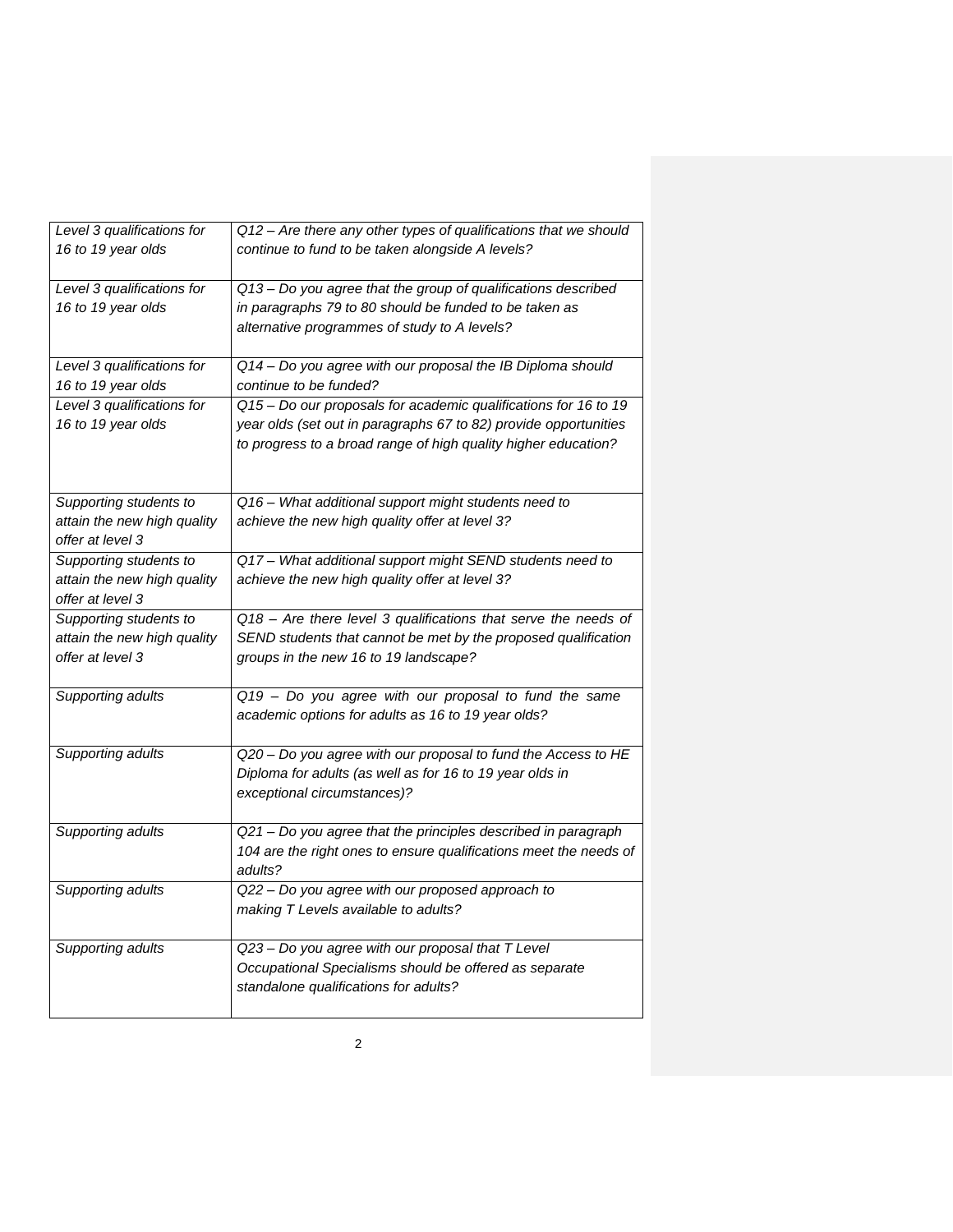| | |
|---|---|
| *Level 3 qualifications for 16 to 19 year olds* | *Q12 – Are there any other types of qualifications that we should continue to fund to be taken alongside A levels?* |
| *Level 3 qualifications for 16 to 19 year olds* | *Q13 – Do you agree that the group of qualifications described in paragraphs 79 to 80 should be funded to be taken as alternative programmes of study to A levels?* |
| *Level 3 qualifications for 16 to 19 year olds* | *Q14 – Do you agree with our proposal the IB Diploma should continue to be funded?* |
| *Level 3 qualifications for 16 to 19 year olds* | *Q15 – Do our proposals for academic qualifications for 16 to 19 year olds (set out in paragraphs 67 to 82) provide opportunities to progress to a broad range of high quality higher education?* |
| *Supporting students to attain the new high quality offer at level 3* | *Q16 – What additional support might students need to achieve the new high quality offer at level 3?* |
| *Supporting students to attain the new high quality offer at level 3* | *Q17 – What additional support might SEND students need to achieve the new high quality offer at level 3?* |
| *Supporting students to attain the new high quality offer at level 3* | *Q18 – Are there level 3 qualifications that serve the needs of SEND students that cannot be met by the proposed qualification groups in the new 16 to 19 landscape?* |
| *Supporting adults* | *Q19 – Do you agree with our proposal to fund the same academic options for adults as 16 to 19 year olds?* |
| *Supporting adults* | *Q20 – Do you agree with our proposal to fund the Access to HE Diploma for adults (as well as for 16 to 19 year olds in exceptional circumstances)?* |
| *Supporting adults* | *Q21 – Do you agree that the principles described in paragraph 104 are the right ones to ensure qualifications meet the needs of adults?* |
| *Supporting adults* | *Q22 – Do you agree with our proposed approach to making T Levels available to adults?* |
| *Supporting adults* | *Q23 – Do you agree with our proposal that T Level Occupational Specialisms should be offered as separate standalone qualifications for adults?* |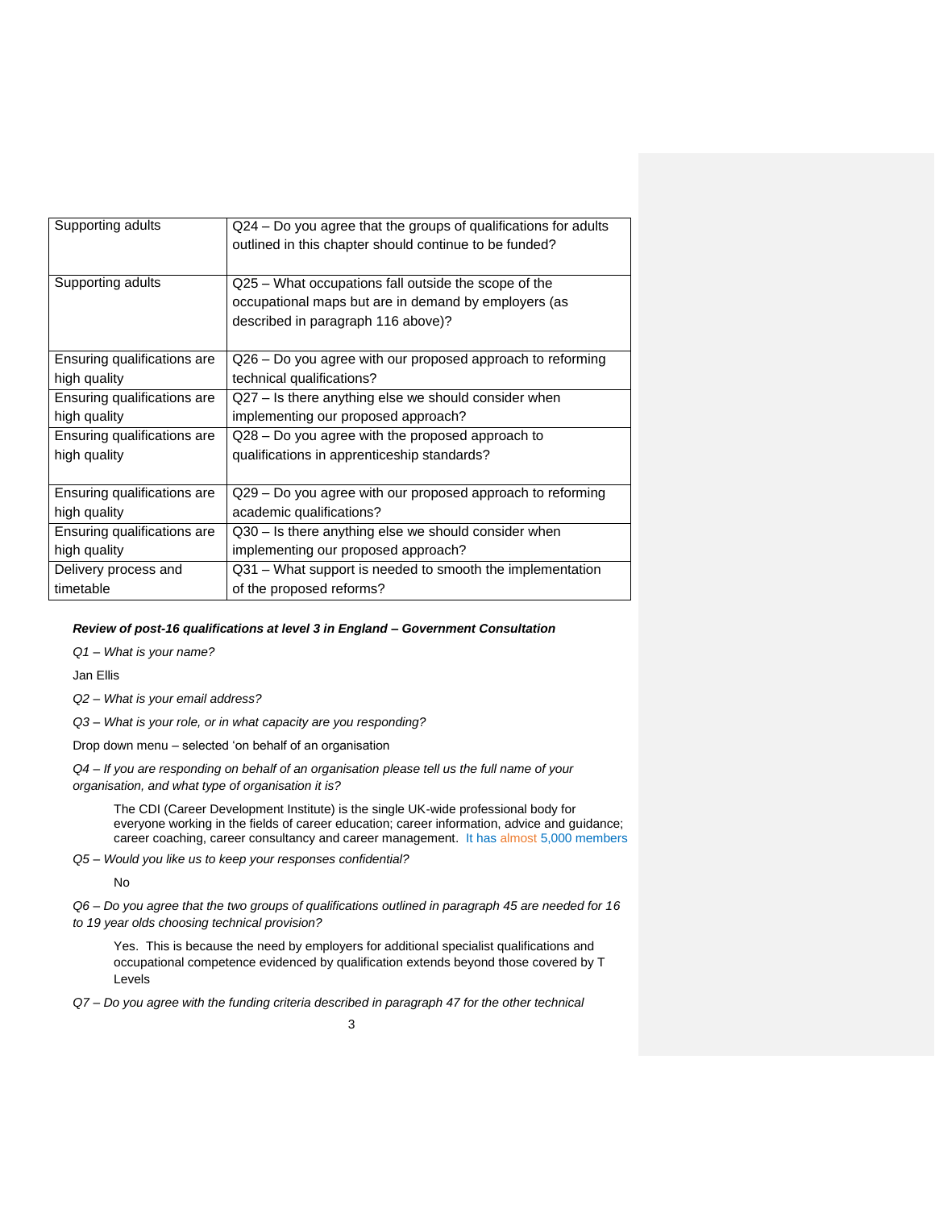| | |
|---|---|
| Supporting adults | Q24 – Do you agree that the groups of qualifications for adults outlined in this chapter should continue to be funded? |
| Supporting adults | Q25 – What occupations fall outside the scope of the occupational maps but are in demand by employers (as described in paragraph 116 above)? |
| Ensuring qualifications are high quality | Q26 – Do you agree with our proposed approach to reforming technical qualifications? |
| Ensuring qualifications are high quality | Q27 – Is there anything else we should consider when implementing our proposed approach? |
| Ensuring qualifications are high quality | Q28 – Do you agree with the proposed approach to qualifications in apprenticeship standards? |
| Ensuring qualifications are high quality | Q29 – Do you agree with our proposed approach to reforming academic qualifications? |
| Ensuring qualifications are high quality | Q30 – Is there anything else we should consider when implementing our proposed approach? |
| Delivery process and timetable | Q31 – What support is needed to smooth the implementation of the proposed reforms? |

***Review of post-16 qualifications at level 3 in England – Government Consultation***

*Q1 – What is your name?*

Jan Ellis

*Q2 – What is your email address?*

*Q3 – What is your role, or in what capacity are you responding?*

Drop down menu – selected 'on behalf of an organisation

*Q4 – If you are responding on behalf of an organisation please tell us the full name of your organisation, and what type of organisation it is?*

The CDI (Career Development Institute) is the single UK-wide professional body for everyone working in the fields of career education; career information, advice and guidance; career coaching, career consultancy and career management. It has almost 5,000 members

*Q5 – Would you like us to keep your responses confidential?*

No

*Q6 – Do you agree that the two groups of qualifications outlined in paragraph 45 are needed for 16 to 19 year olds choosing technical provision?*

Yes. This is because the need by employers for additional specialist qualifications and occupational competence evidenced by qualification extends beyond those covered by T Levels

*Q7 – Do you agree with the funding criteria described in paragraph 47 for the other technical*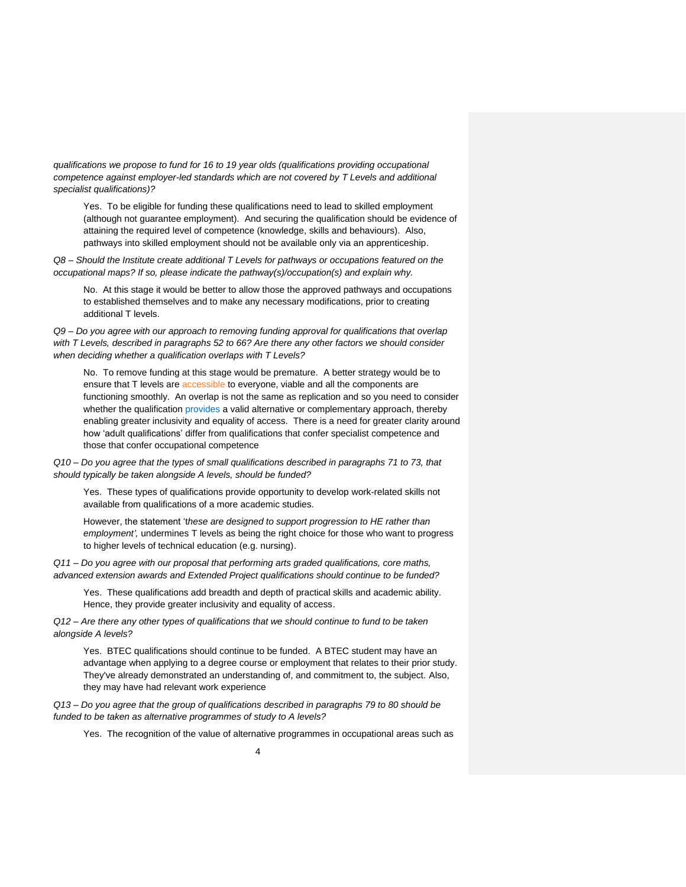*qualifications we propose to fund for 16 to 19 year olds (qualifications providing occupational competence against employer-led standards which are not covered by T Levels and additional specialist qualifications)?*

> Yes. To be eligible for funding these qualifications need to lead to skilled employment (although not guarantee employment). And securing the qualification should be evidence of attaining the required level of competence (knowledge, skills and behaviours). Also, pathways into skilled employment should not be available only via an apprenticeship.

*Q8 – Should the Institute create additional T Levels for pathways or occupations featured on the occupational maps? If so, please indicate the pathway(s)/occupation(s) and explain why.*

> No. At this stage it would be better to allow those the approved pathways and occupations to established themselves and to make any necessary modifications, prior to creating additional T levels.

*Q9 – Do you agree with our approach to removing funding approval for qualifications that overlap with T Levels, described in paragraphs 52 to 66? Are there any other factors we should consider when deciding whether a qualification overlaps with T Levels?*

> No. To remove funding at this stage would be premature. A better strategy would be to ensure that T levels are accessible to everyone, viable and all the components are functioning smoothly. An overlap is not the same as replication and so you need to consider whether the qualification provides a valid alternative or complementary approach, thereby enabling greater inclusivity and equality of access. There is a need for greater clarity around how 'adult qualifications' differ from qualifications that confer specialist competence and those that confer occupational competence

*Q10 – Do you agree that the types of small qualifications described in paragraphs 71 to 73, that should typically be taken alongside A levels, should be funded?*

> Yes. These types of qualifications provide opportunity to develop work-related skills not available from qualifications of a more academic studies.
>
> However, the statement '*these are designed to support progression to HE rather than employment',* undermines T levels as being the right choice for those who want to progress to higher levels of technical education (e.g. nursing).

*Q11 – Do you agree with our proposal that performing arts graded qualifications, core maths, advanced extension awards and Extended Project qualifications should continue to be funded?*

> Yes. These qualifications add breadth and depth of practical skills and academic ability. Hence, they provide greater inclusivity and equality of access.

*Q12 – Are there any other types of qualifications that we should continue to fund to be taken alongside A levels?*

> Yes. BTEC qualifications should continue to be funded. A BTEC student may have an advantage when applying to a degree course or employment that relates to their prior study. They've already demonstrated an understanding of, and commitment to, the subject. Also, they may have had relevant work experience

*Q13 – Do you agree that the group of qualifications described in paragraphs 79 to 80 should be funded to be taken as alternative programmes of study to A levels?*

> Yes. The recognition of the value of alternative programmes in occupational areas such as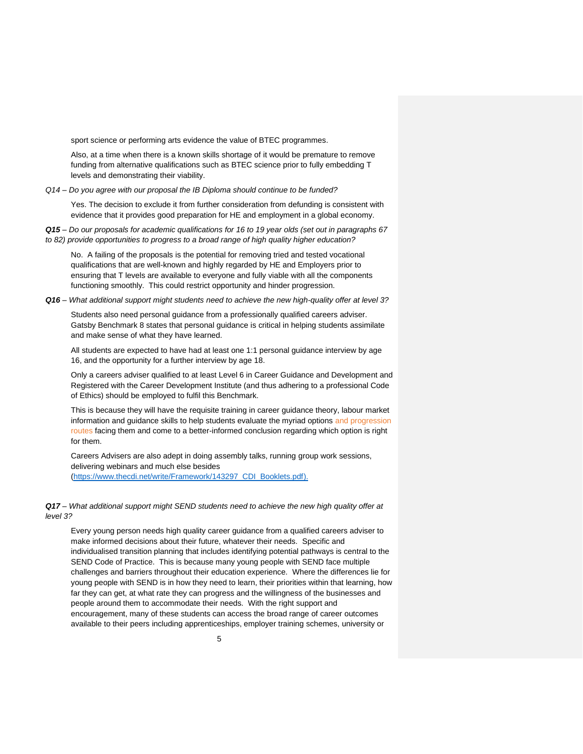sport science or performing arts evidence the value of BTEC programmes.

Also, at a time when there is a known skills shortage of it would be premature to remove funding from alternative qualifications such as BTEC science prior to fully embedding T levels and demonstrating their viability.

*Q14 – Do you agree with our proposal the IB Diploma should continue to be funded?*

Yes. The decision to exclude it from further consideration from defunding is consistent with evidence that it provides good preparation for HE and employment in a global economy.

***Q15** – Do our proposals for academic qualifications for 16 to 19 year olds (set out in paragraphs 67 to 82) provide opportunities to progress to a broad range of high quality higher education?*

No. A failing of the proposals is the potential for removing tried and tested vocational qualifications that are well-known and highly regarded by HE and Employers prior to ensuring that T levels are available to everyone and fully viable with all the components functioning smoothly. This could restrict opportunity and hinder progression.

***Q16** – What additional support might students need to achieve the new high-quality offer at level 3?*

Students also need personal guidance from a professionally qualified careers adviser. Gatsby Benchmark 8 states that personal guidance is critical in helping students assimilate and make sense of what they have learned.

All students are expected to have had at least one 1:1 personal guidance interview by age 16, and the opportunity for a further interview by age 18.

Only a careers adviser qualified to at least Level 6 in Career Guidance and Development and Registered with the Career Development Institute (and thus adhering to a professional Code of Ethics) should be employed to fulfil this Benchmark.

This is because they will have the requisite training in career guidance theory, labour market information and guidance skills to help students evaluate the myriad options and progression routes facing them and come to a better-informed conclusion regarding which option is right for them.

Careers Advisers are also adept in doing assembly talks, running group work sessions, delivering webinars and much else besides (https://www.thecdi.net/write/Framework/143297_CDI_Booklets.pdf).

***Q17** – What additional support might SEND students need to achieve the new high quality offer at level 3?*

Every young person needs high quality career guidance from a qualified careers adviser to make informed decisions about their future, whatever their needs. Specific and individualised transition planning that includes identifying potential pathways is central to the SEND Code of Practice. This is because many young people with SEND face multiple challenges and barriers throughout their education experience. Where the differences lie for young people with SEND is in how they need to learn, their priorities within that learning, how far they can get, at what rate they can progress and the willingness of the businesses and people around them to accommodate their needs. With the right support and encouragement, many of these students can access the broad range of career outcomes available to their peers including apprenticeships, employer training schemes, university or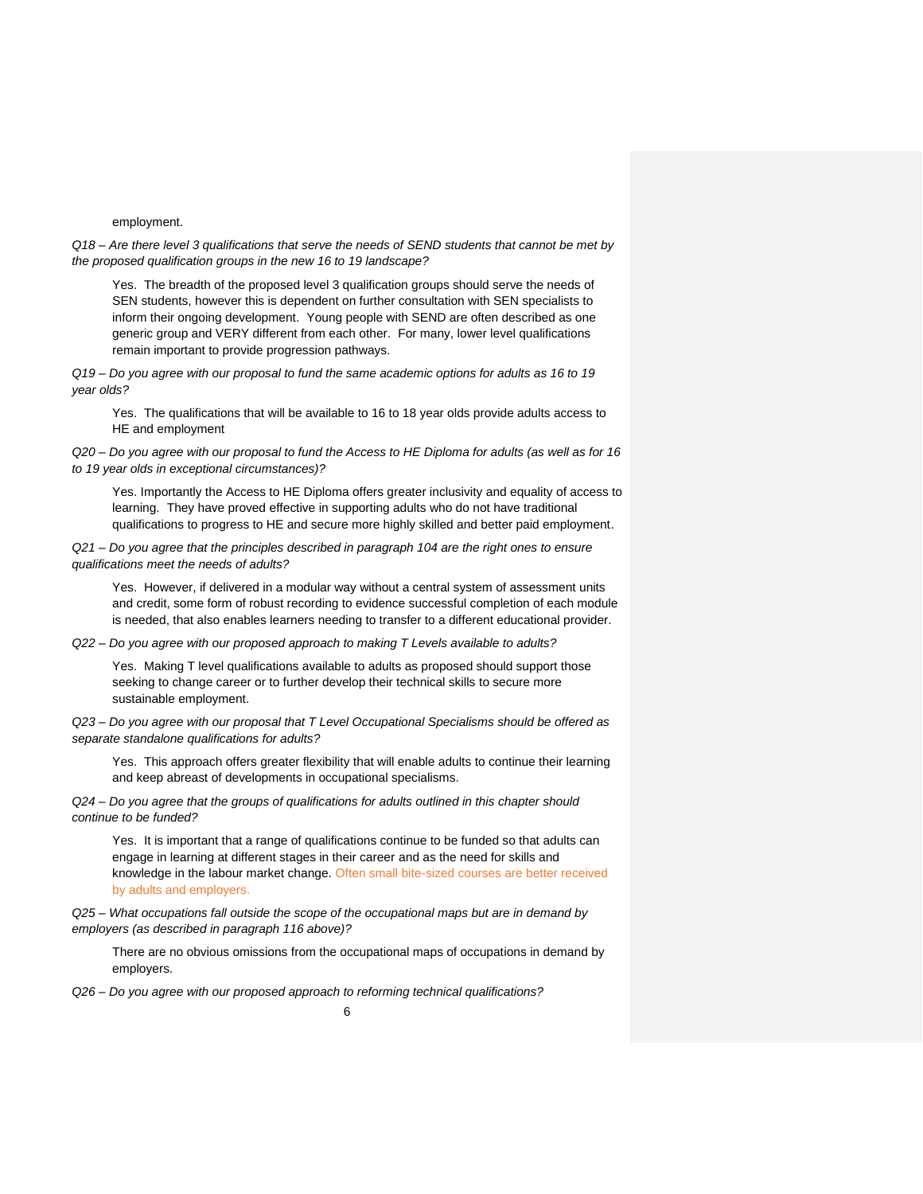employment.

*Q18 – Are there level 3 qualifications that serve the needs of SEND students that cannot be met by the proposed qualification groups in the new 16 to 19 landscape?*

Yes. The breadth of the proposed level 3 qualification groups should serve the needs of SEN students, however this is dependent on further consultation with SEN specialists to inform their ongoing development. Young people with SEND are often described as one generic group and VERY different from each other. For many, lower level qualifications remain important to provide progression pathways.

*Q19 – Do you agree with our proposal to fund the same academic options for adults as 16 to 19 year olds?*

Yes. The qualifications that will be available to 16 to 18 year olds provide adults access to HE and employment

*Q20 – Do you agree with our proposal to fund the Access to HE Diploma for adults (as well as for 16 to 19 year olds in exceptional circumstances)?*

Yes. Importantly the Access to HE Diploma offers greater inclusivity and equality of access to learning. They have proved effective in supporting adults who do not have traditional qualifications to progress to HE and secure more highly skilled and better paid employment.

*Q21 – Do you agree that the principles described in paragraph 104 are the right ones to ensure qualifications meet the needs of adults?*

Yes. However, if delivered in a modular way without a central system of assessment units and credit, some form of robust recording to evidence successful completion of each module is needed, that also enables learners needing to transfer to a different educational provider.

*Q22 – Do you agree with our proposed approach to making T Levels available to adults?*

Yes. Making T level qualifications available to adults as proposed should support those seeking to change career or to further develop their technical skills to secure more sustainable employment.

*Q23 – Do you agree with our proposal that T Level Occupational Specialisms should be offered as separate standalone qualifications for adults?*

Yes. This approach offers greater flexibility that will enable adults to continue their learning and keep abreast of developments in occupational specialisms.

*Q24 – Do you agree that the groups of qualifications for adults outlined in this chapter should continue to be funded?*

Yes. It is important that a range of qualifications continue to be funded so that adults can engage in learning at different stages in their career and as the need for skills and knowledge in the labour market change. Often small bite-sized courses are better received by adults and employers.

*Q25 – What occupations fall outside the scope of the occupational maps but are in demand by employers (as described in paragraph 116 above)?*

There are no obvious omissions from the occupational maps of occupations in demand by employers.

*Q26 – Do you agree with our proposed approach to reforming technical qualifications?*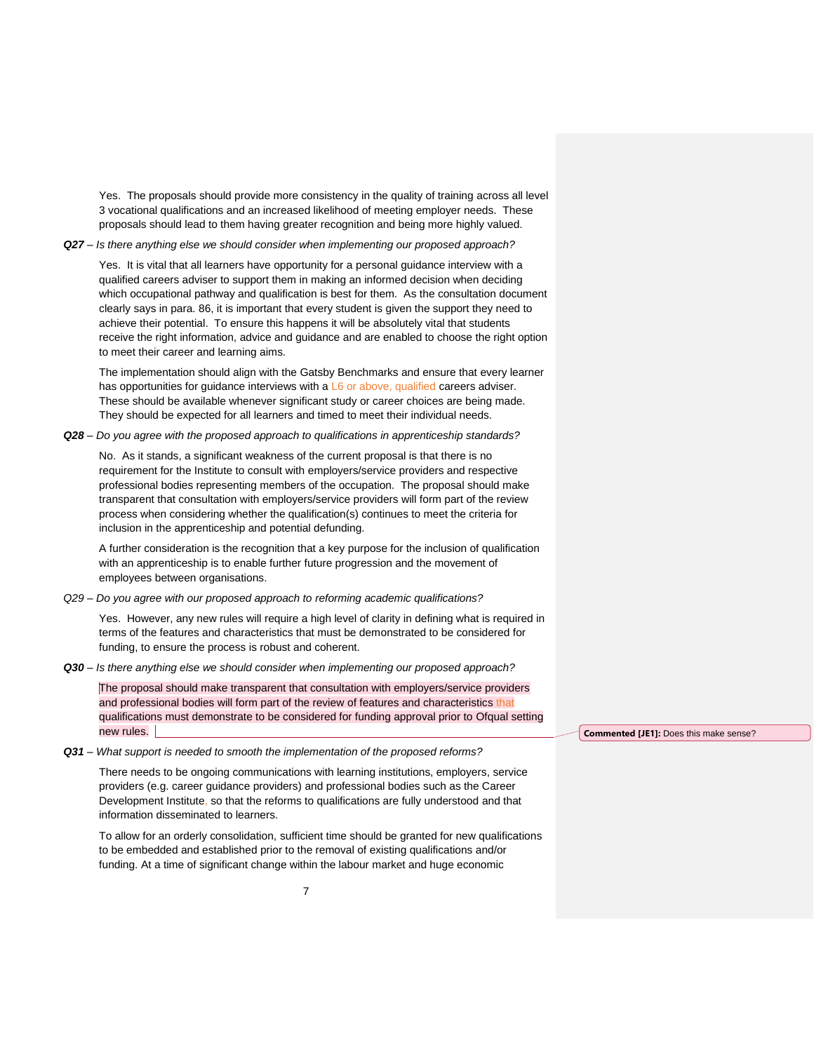Yes. The proposals should provide more consistency in the quality of training across all level 3 vocational qualifications and an increased likelihood of meeting employer needs. These proposals should lead to them having greater recognition and being more highly valued.

***Q27*** *– Is there anything else we should consider when implementing our proposed approach?*

Yes. It is vital that all learners have opportunity for a personal guidance interview with a qualified careers adviser to support them in making an informed decision when deciding which occupational pathway and qualification is best for them. As the consultation document clearly says in para. 86, it is important that every student is given the support they need to achieve their potential. To ensure this happens it will be absolutely vital that students receive the right information, advice and guidance and are enabled to choose the right option to meet their career and learning aims.

The implementation should align with the Gatsby Benchmarks and ensure that every learner has opportunities for guidance interviews with a L6 or above, qualified careers adviser. These should be available whenever significant study or career choices are being made. They should be expected for all learners and timed to meet their individual needs.

***Q28*** *– Do you agree with the proposed approach to qualifications in apprenticeship standards?*

No. As it stands, a significant weakness of the current proposal is that there is no requirement for the Institute to consult with employers/service providers and respective professional bodies representing members of the occupation. The proposal should make transparent that consultation with employers/service providers will form part of the review process when considering whether the qualification(s) continues to meet the criteria for inclusion in the apprenticeship and potential defunding.

A further consideration is the recognition that a key purpose for the inclusion of qualification with an apprenticeship is to enable further future progression and the movement of employees between organisations.

*Q29 – Do you agree with our proposed approach to reforming academic qualifications?*

Yes. However, any new rules will require a high level of clarity in defining what is required in terms of the features and characteristics that must be demonstrated to be considered for funding, to ensure the process is robust and coherent.

***Q30*** *– Is there anything else we should consider when implementing our proposed approach?*

The proposal should make transparent that consultation with employers/service providers and professional bodies will form part of the review of features and characteristics that qualifications must demonstrate to be considered for funding approval prior to Ofqual setting new rules.

**Commented [JE1]:** Does this make sense?

***Q31*** *– What support is needed to smooth the implementation of the proposed reforms?*

There needs to be ongoing communications with learning institutions, employers, service providers (e.g. career guidance providers) and professional bodies such as the Career Development Institute, so that the reforms to qualifications are fully understood and that information disseminated to learners.

To allow for an orderly consolidation, sufficient time should be granted for new qualifications to be embedded and established prior to the removal of existing qualifications and/or funding. At a time of significant change within the labour market and huge economic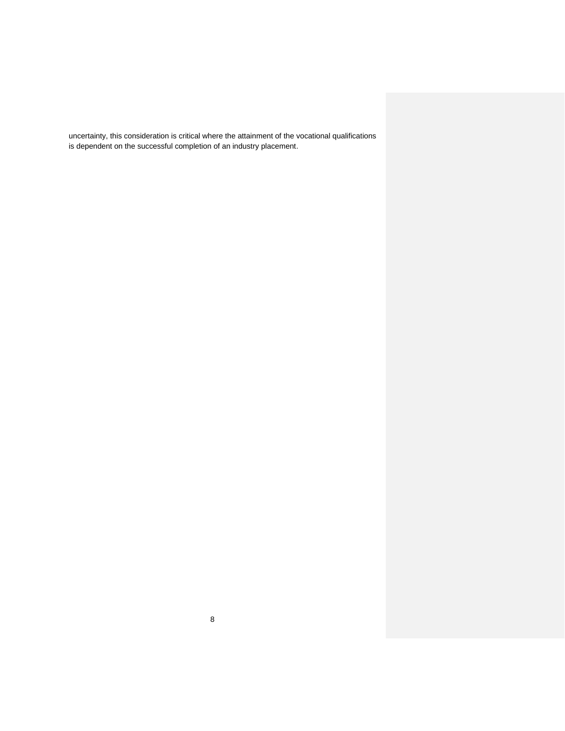uncertainty, this consideration is critical where the attainment of the vocational qualifications is dependent on the successful completion of an industry placement.